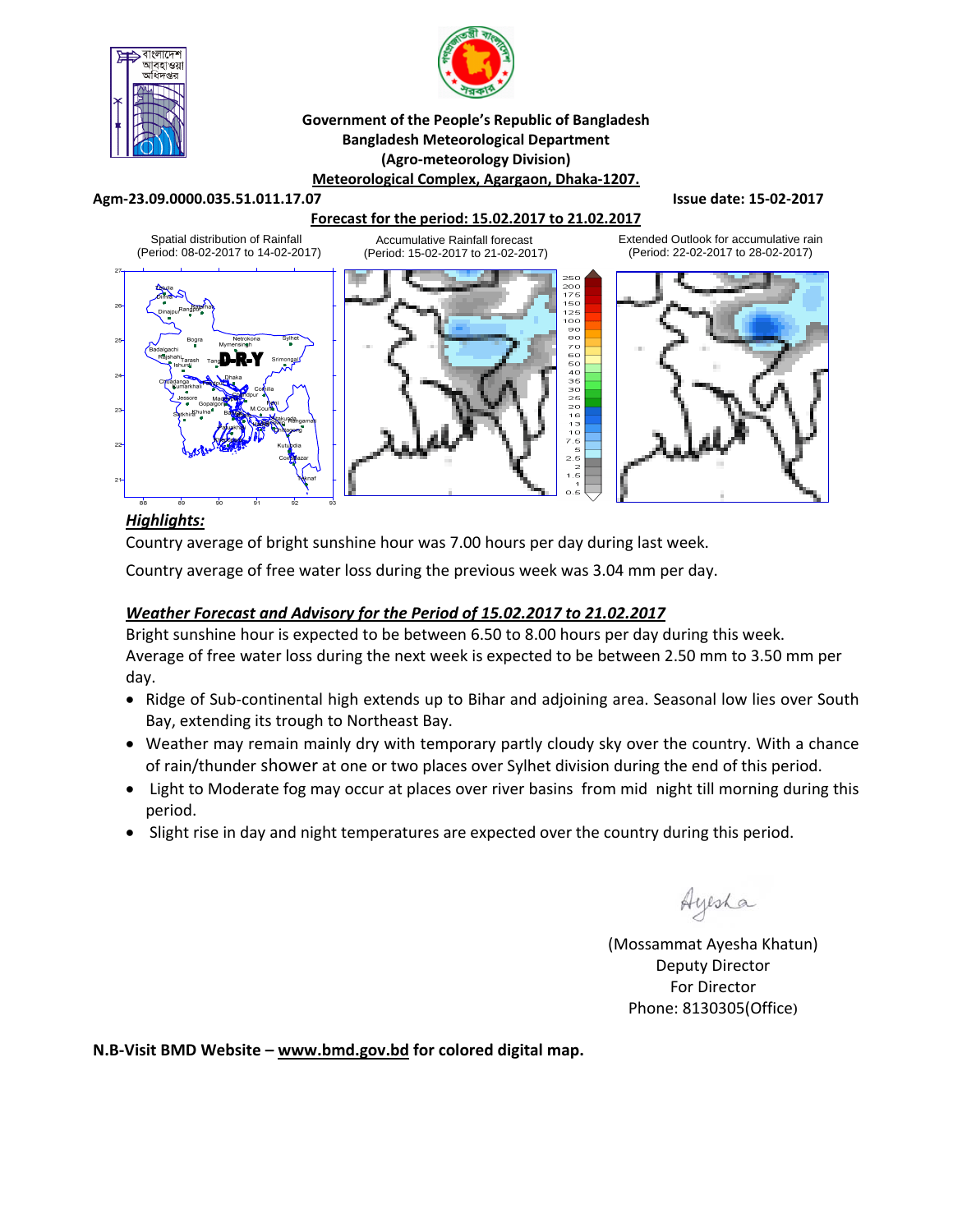**Government of the People's Republic of Bangladesh**
**Bangladesh Meteorological Department**
**(Agro-meteorology Division)**
**Meteorological Complex, Agargaon, Dhaka-1207.**

**Agm-23.09.0000.035.51.011.17.07** **Issue date: 15-02-2017**

**Forecast for the period: 15.02.2017 to 21.02.2017**

Spatial distribution of Rainfall (Period: 08-02-2017 to 14-02-2017)

Accumulative Rainfall forecast (Period: 15-02-2017 to 21-02-2017)

Extended Outlook for accumulative rain (Period: 22-02-2017 to 28-02-2017)

### *Highlights:*

Country average of bright sunshine hour was 7.00 hours per day during last week.

Country average of free water loss during the previous week was 3.04 mm per day.

### *Weather Forecast and Advisory for the Period of 15.02.2017 to 21.02.2017*

Bright sunshine hour is expected to be between 6.50 to 8.00 hours per day during this week.
Average of free water loss during the next week is expected to be between 2.50 mm to 3.50 mm per day.

- Ridge of Sub-continental high extends up to Bihar and adjoining area. Seasonal low lies over South Bay, extending its trough to Northeast Bay.
- Weather may remain mainly dry with temporary partly cloudy sky over the country. With a chance of rain/thunder shower at one or two places over Sylhet division during the end of this period.
- Light to Moderate fog may occur at places over river basins from mid night till morning during this period.
- Slight rise in day and night temperatures are expected over the country during this period.

(Mossammat Ayesha Khatun)
Deputy Director
For Director
Phone: 8130305(Office)

**N.B-Visit BMD Website – www.bmd.gov.bd for colored digital map.**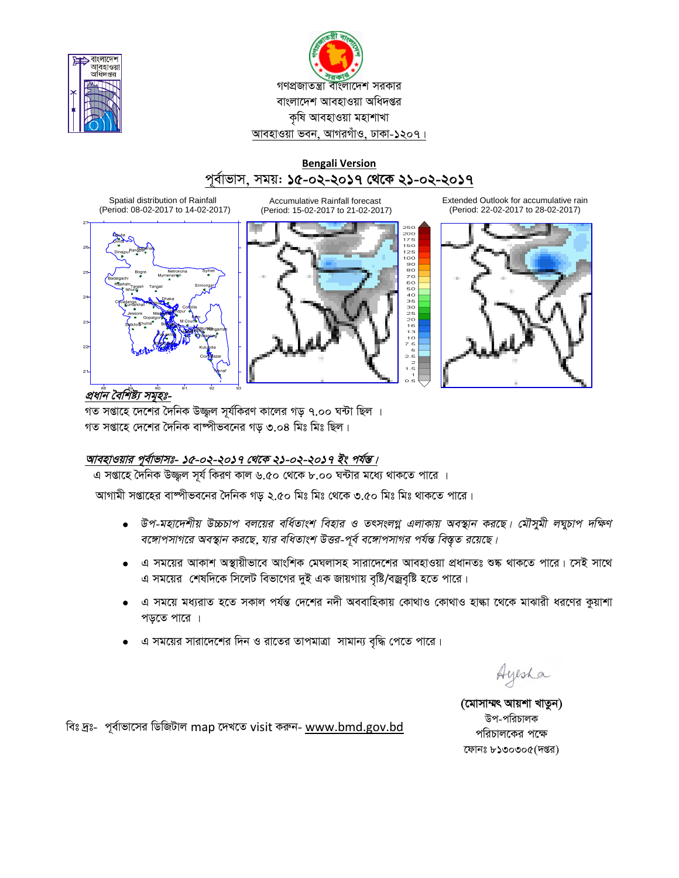গণপ্রজাতন্ত্রী বাংলাদেশ সরকার
বাংলাদেশ আবহাওয়া অধিদপ্তর
কৃষি আবহাওয়া মহাশাখা
আবহাওয়া ভবন, আগরগাঁও, ঢাকা-১২০৭।

**Bengali Version**

## পূর্বাভাস, সময়: ১৫-০২-২০১৭ থেকে ২১-০২-২০১৭

Spatial distribution of Rainfall (Period: 08-02-2017 to 14-02-2017)

Accumulative Rainfall forecast (Period: 15-02-2017 to 21-02-2017)

Extended Outlook for accumulative rain (Period: 22-02-2017 to 28-02-2017)

***প্রধান বৈশিষ্ট্য সমূহঃ-***

গত সপ্তাহে দেশের দৈনিক উজ্জ্বল সূর্যকিরণ কালের গড় ৭.০০ ঘন্টা ছিল ।
গত সপ্তাহে দেশের দৈনিক বাষ্পীভবনের গড় ৩.০৪ মিঃ মিঃ ছিল।

***আবহাওয়ার পূর্বাভাসঃ- ১৫-০২-২০১৭ থেকে ২১-০২-২০১৭ ইং পর্যন্ত।***

এ সপ্তাহে দৈনিক উজ্জ্বল সূর্য কিরণ কাল ৬.৫০ থেকে ৮.০০ ঘন্টার মধ্যে থাকতে পারে ।

আগামী সপ্তাহের বাষ্পীভবনের দৈনিক গড় ২.৫০ মিঃ মিঃ থেকে ৩.৫০ মিঃ মিঃ থাকতে পারে।

- *উপ-মহাদেশীয় উচ্চচাপ বলয়ের বর্ধিতাংশ বিহার ও তৎসংলগ্ন এলাকায় অবস্থান করছে। মৌসুমী লঘুচাপ দক্ষিণ বঙ্গোপসাগরে অবস্থান করছে, যার বর্ধিতাংশ উত্তর-পূর্ব বঙ্গোপসাগর পর্যন্ত বিস্তৃত রয়েছে।*
- এ সময়ের আকাশ অস্থায়ীভাবে আংশিক মেঘলাসহ সারাদেশের আবহাওয়া প্রধানতঃ শুষ্ক থাকতে পারে। সেই সাথে এ সময়ের শেষদিকে সিলেট বিভাগের দুই এক জায়গায় বৃষ্টি/বজ্রবৃষ্টি হতে পারে।
- এ সময়ে মধ্যরাত হতে সকাল পর্যন্ত দেশের নদী অববাহিকায় কোথাও কোথাও হাল্কা থেকে মাঝারী ধরণের কুয়াশা পড়তে পারে ।
- এ সময়ের সারাদেশের দিন ও রাতের তাপমাত্রা সামান্য বৃদ্ধি পেতে পারে।

Ayesha

**(মোসাম্মৎ আয়শা খাতুন)**
উপ-পরিচালক
পরিচালকের পক্ষে
ফোনঃ ৮১৩০৩০৫(দপ্তর)

বিঃ দ্রঃ- পূর্বাভাসের ডিজিটাল map দেখতে visit করুন- www.bmd.gov.bd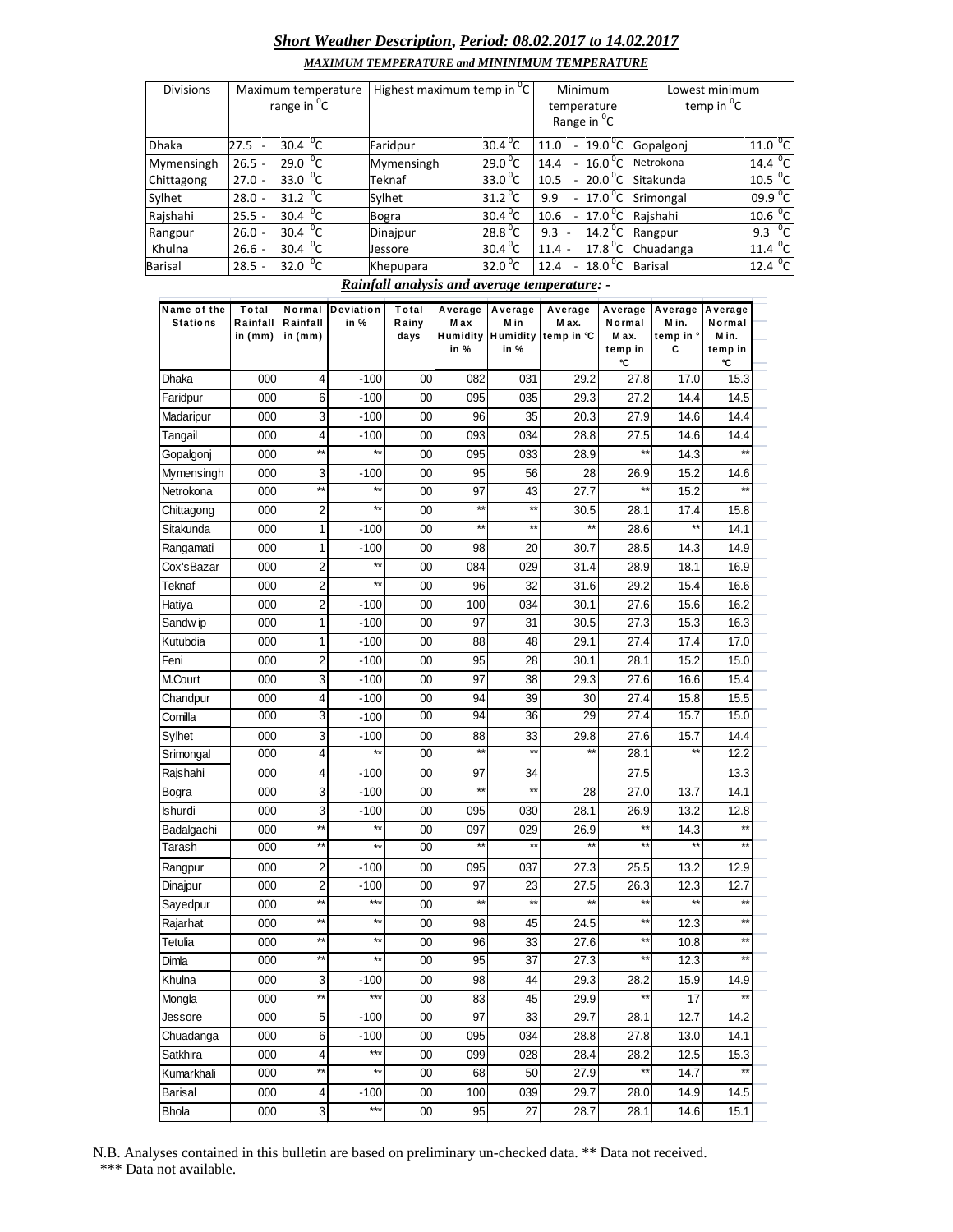## *Short Weather Description, Period: 08.02.2017 to 14.02.2017*

***MAXIMUM TEMPERATURE and MININIMUM TEMPERATURE***

| Divisions | Maximum temperature range in $^0$C | Highest maximum temp in $^0$C | | Minimum temperature Range in $^0$C | Lowest minimum temp in $^0$C | |
|---|---|---|---|---|---|---|
| Dhaka | 27.5 - 30.4 $^0$C | Faridpur | 30.4 $^0$C | 11.0 - 19.0 $^0$C | Gopalgonj | 11.0 $^0$C |
| Mymensingh | 26.5 - 29.0 $^0$C | Mymensingh | 29.0 $^0$C | 14.4 - 16.0 $^0$C | Netrokona | 14.4 $^0$C |
| Chittagong | 27.0 - 33.0 $^0$C | Teknaf | 33.0 $^0$C | 10.5 - 20.0 $^0$C | Sitakunda | 10.5 $^0$C |
| Sylhet | 28.0 - 31.2 $^0$C | Sylhet | 31.2 $^0$C | 9.9 - 17.0 $^0$C | Srimongal | 09.9 $^0$C |
| Rajshahi | 25.5 - 30.4 $^0$C | Bogra | 30.4 $^0$C | 10.6 - 17.0 $^0$C | Rajshahi | 10.6 $^0$C |
| Rangpur | 26.0 - 30.4 $^0$C | Dinajpur | 28.8 $^0$C | 9.3 - 14.2 $^0$C | Rangpur | 9.3 $^0$C |
| Khulna | 26.6 - 30.4 $^0$C | Jessore | 30.4 $^0$C | 11.4 - 17.8 $^0$C | Chuadanga | 11.4 $^0$C |
| Barisal | 28.5 - 32.0 $^0$C | Khepupara | 32.0 $^0$C | 12.4 - 18.0 $^0$C | Barisal | 12.4 $^0$C |

***Rainfall analysis and average temperature: -***

| Name of the Stations | Total Rainfall in (mm) | Normal Rainfall in (mm) | Deviation in % | Total Rainy days | Average Max Humidity in % | Average Min Humidity in % | Average Max. temp in ℃ | Average Normal Max. temp in ℃ | Average Min. temp in ° C | Average Normal Min. temp in ℃ |
|---|---|---|---|---|---|---|---|---|---|---|
| Dhaka | 000 | 4 | -100 | 00 | 082 | 031 | 29.2 | 27.8 | 17.0 | 15.3 |
| Faridpur | 000 | 6 | -100 | 00 | 095 | 035 | 29.3 | 27.2 | 14.4 | 14.5 |
| Madaripur | 000 | 3 | -100 | 00 | 96 | 35 | 20.3 | 27.9 | 14.6 | 14.4 |
| Tangail | 000 | 4 | -100 | 00 | 093 | 034 | 28.8 | 27.5 | 14.6 | 14.4 |
| Gopalgonj | 000 | ** | ** | 00 | 095 | 033 | 28.9 | ** | 14.3 | ** |
| Mymensingh | 000 | 3 | -100 | 00 | 95 | 56 | 28 | 26.9 | 15.2 | 14.6 |
| Netrokona | 000 | ** | ** | 00 | 97 | 43 | 27.7 | ** | 15.2 | ** |
| Chittagong | 000 | 2 | ** | 00 | ** | ** | 30.5 | 28.1 | 17.4 | 15.8 |
| Sitakunda | 000 | 1 | -100 | 00 | ** | ** | ** | 28.6 | ** | 14.1 |
| Rangamati | 000 | 1 | -100 | 00 | 98 | 20 | 30.7 | 28.5 | 14.3 | 14.9 |
| Cox'sBazar | 000 | 2 | ** | 00 | 084 | 029 | 31.4 | 28.9 | 18.1 | 16.9 |
| Teknaf | 000 | 2 | ** | 00 | 96 | 32 | 31.6 | 29.2 | 15.4 | 16.6 |
| Hatiya | 000 | 2 | -100 | 00 | 100 | 034 | 30.1 | 27.6 | 15.6 | 16.2 |
| Sandwip | 000 | 1 | -100 | 00 | 97 | 31 | 30.5 | 27.3 | 15.3 | 16.3 |
| Kutubdia | 000 | 1 | -100 | 00 | 88 | 48 | 29.1 | 27.4 | 17.4 | 17.0 |
| Feni | 000 | 2 | -100 | 00 | 95 | 28 | 30.1 | 28.1 | 15.2 | 15.0 |
| M.Court | 000 | 3 | -100 | 00 | 97 | 38 | 29.3 | 27.6 | 16.6 | 15.4 |
| Chandpur | 000 | 4 | -100 | 00 | 94 | 39 | 30 | 27.4 | 15.8 | 15.5 |
| Comilla | 000 | 3 | -100 | 00 | 94 | 36 | 29 | 27.4 | 15.7 | 15.0 |
| Sylhet | 000 | 3 | -100 | 00 | 88 | 33 | 29.8 | 27.6 | 15.7 | 14.4 |
| Srimongal | 000 | 4 | ** | 00 | ** | ** | ** | 28.1 | ** | 12.2 |
| Rajshahi | 000 | 4 | -100 | 00 | 97 | 34 | | 27.5 | | 13.3 |
| Bogra | 000 | 3 | -100 | 00 | ** | ** | 28 | 27.0 | 13.7 | 14.1 |
| Ishurdi | 000 | 3 | -100 | 00 | 095 | 030 | 28.1 | 26.9 | 13.2 | 12.8 |
| Badalgachi | 000 | ** | ** | 00 | 097 | 029 | 26.9 | ** | 14.3 | ** |
| Tarash | 000 | ** | ** | 00 | ** | ** | ** | ** | ** | ** |
| Rangpur | 000 | 2 | -100 | 00 | 095 | 037 | 27.3 | 25.5 | 13.2 | 12.9 |
| Dinajpur | 000 | 2 | -100 | 00 | 97 | 23 | 27.5 | 26.3 | 12.3 | 12.7 |
| Sayedpur | 000 | ** | *** | 00 | ** | ** | ** | ** | ** | ** |
| Rajarhat | 000 | ** | ** | 00 | 98 | 45 | 24.5 | ** | 12.3 | ** |
| Tetulia | 000 | ** | ** | 00 | 96 | 33 | 27.6 | ** | 10.8 | ** |
| Dimla | 000 | ** | ** | 00 | 95 | 37 | 27.3 | ** | 12.3 | ** |
| Khulna | 000 | 3 | -100 | 00 | 98 | 44 | 29.3 | 28.2 | 15.9 | 14.9 |
| Mongla | 000 | ** | *** | 00 | 83 | 45 | 29.9 | ** | 17 | ** |
| Jessore | 000 | 5 | -100 | 00 | 97 | 33 | 29.7 | 28.1 | 12.7 | 14.2 |
| Chuadanga | 000 | 6 | -100 | 00 | 095 | 034 | 28.8 | 27.8 | 13.0 | 14.1 |
| Satkhira | 000 | 4 | *** | 00 | 099 | 028 | 28.4 | 28.2 | 12.5 | 15.3 |
| Kumarkhali | 000 | ** | ** | 00 | 68 | 50 | 27.9 | ** | 14.7 | ** |
| Barisal | 000 | 4 | -100 | 00 | 100 | 039 | 29.7 | 28.0 | 14.9 | 14.5 |
| Bhola | 000 | 3 | *** | 00 | 95 | 27 | 28.7 | 28.1 | 14.6 | 15.1 |

N.B. Analyses contained in this bulletin are based on preliminary un-checked data. ** Data not received.
*** Data not available.